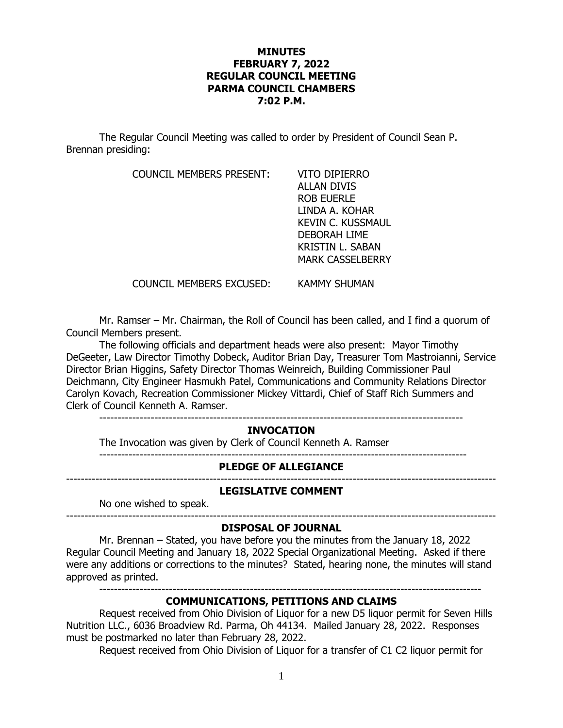# MINUTES
## FEBRUARY 7, 2022
## REGULAR COUNCIL MEETING
## PARMA COUNCIL CHAMBERS
## 7:02 P.M.

The Regular Council Meeting was called to order by President of Council Sean P. Brennan presiding:

COUNCIL MEMBERS PRESENT:
- VITO DIPIERRO
- ALLAN DIVIS
- ROB EUERLE
- LINDA A. KOHAR
- KEVIN C. KUSSMAUL
- DEBORAH LIME
- KRISTIN L. SABAN
- MARK CASSELBERRY

COUNCIL MEMBERS EXCUSED: KAMMY SHUMAN

Mr. Ramser – Mr. Chairman, the Roll of Council has been called, and I find a quorum of Council Members present.

The following officials and department heads were also present: Mayor Timothy DeGeeter, Law Director Timothy Dobeck, Auditor Brian Day, Treasurer Tom Mastroianni, Service Director Brian Higgins, Safety Director Thomas Weinreich, Building Commissioner Paul Deichmann, City Engineer Hasmukh Patel, Communications and Community Relations Director Carolyn Kovach, Recreation Commissioner Mickey Vittardi, Chief of Staff Rich Summers and Clerk of Council Kenneth A. Ramser.

---

**INVOCATION**

The Invocation was given by Clerk of Council Kenneth A. Ramser

---

**PLEDGE OF ALLEGIANCE**

---

**LEGISLATIVE COMMENT**

No one wished to speak.

---

**DISPOSAL OF JOURNAL**

Mr. Brennan – Stated, you have before you the minutes from the January 18, 2022 Regular Council Meeting and January 18, 2022 Special Organizational Meeting. Asked if there were any additions or corrections to the minutes? Stated, hearing none, the minutes will stand approved as printed.

---

**COMMUNICATIONS, PETITIONS AND CLAIMS**

Request received from Ohio Division of Liquor for a new D5 liquor permit for Seven Hills Nutrition LLC., 6036 Broadview Rd. Parma, Oh 44134. Mailed January 28, 2022. Responses must be postmarked no later than February 28, 2022.

Request received from Ohio Division of Liquor for a transfer of C1 C2 liquor permit for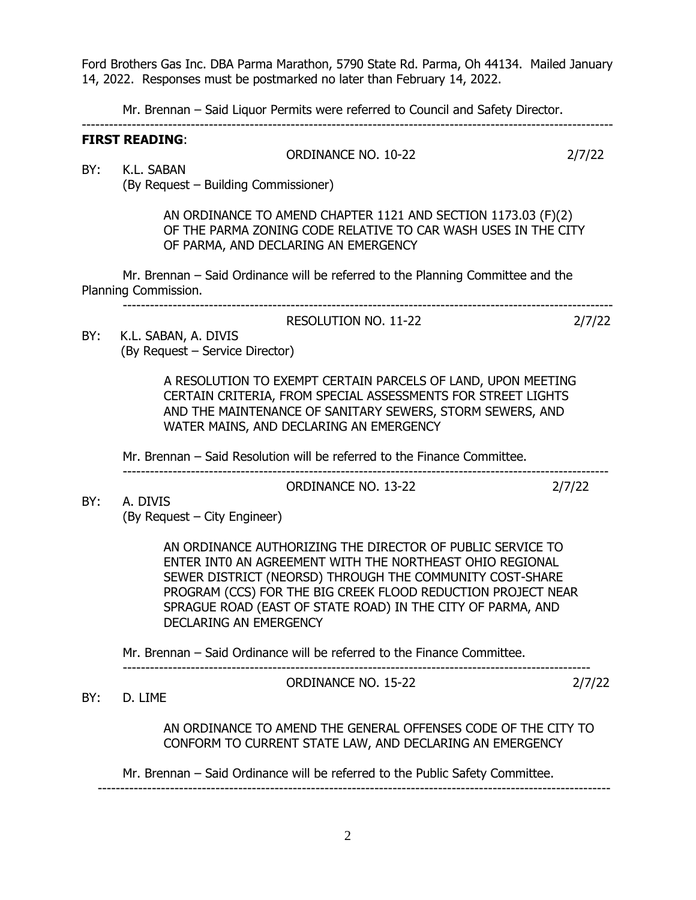Ford Brothers Gas Inc. DBA Parma Marathon, 5790 State Rd. Parma, Oh 44134. Mailed January 14, 2022. Responses must be postmarked no later than February 14, 2022.

Mr. Brennan – Said Liquor Permits were referred to Council and Safety Director.

---

**FIRST READING**:

ORDINANCE NO. 10-22 2/7/22

BY: K.L. SABAN
(By Request – Building Commissioner)

AN ORDINANCE TO AMEND CHAPTER 1121 AND SECTION 1173.03 (F)(2) OF THE PARMA ZONING CODE RELATIVE TO CAR WASH USES IN THE CITY OF PARMA, AND DECLARING AN EMERGENCY

Mr. Brennan – Said Ordinance will be referred to the Planning Committee and the Planning Commission.

---

RESOLUTION NO. 11-22 2/7/22

BY: K.L. SABAN, A. DIVIS
(By Request – Service Director)

A RESOLUTION TO EXEMPT CERTAIN PARCELS OF LAND, UPON MEETING CERTAIN CRITERIA, FROM SPECIAL ASSESSMENTS FOR STREET LIGHTS AND THE MAINTENANCE OF SANITARY SEWERS, STORM SEWERS, AND WATER MAINS, AND DECLARING AN EMERGENCY

Mr. Brennan – Said Resolution will be referred to the Finance Committee.

---

ORDINANCE NO. 13-22 2/7/22

BY: A. DIVIS
(By Request – City Engineer)

AN ORDINANCE AUTHORIZING THE DIRECTOR OF PUBLIC SERVICE TO ENTER INT0 AN AGREEMENT WITH THE NORTHEAST OHIO REGIONAL SEWER DISTRICT (NEORSD) THROUGH THE COMMUNITY COST-SHARE PROGRAM (CCS) FOR THE BIG CREEK FLOOD REDUCTION PROJECT NEAR SPRAGUE ROAD (EAST OF STATE ROAD) IN THE CITY OF PARMA, AND DECLARING AN EMERGENCY

Mr. Brennan – Said Ordinance will be referred to the Finance Committee.

---

ORDINANCE NO. 15-22 2/7/22

BY: D. LIME

AN ORDINANCE TO AMEND THE GENERAL OFFENSES CODE OF THE CITY TO CONFORM TO CURRENT STATE LAW, AND DECLARING AN EMERGENCY

Mr. Brennan – Said Ordinance will be referred to the Public Safety Committee.

---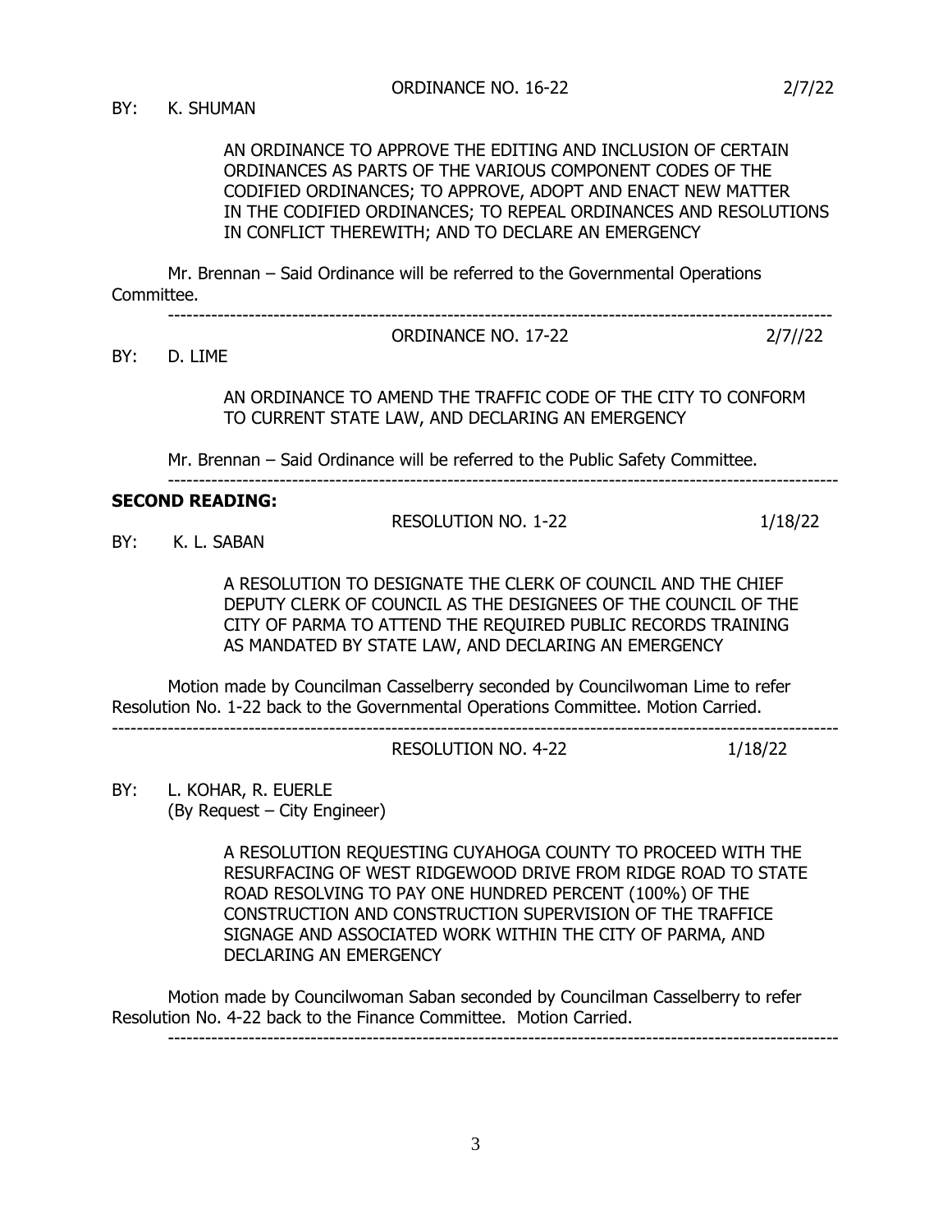ORDINANCE NO. 16-22 2/7/22

BY: K. SHUMAN

AN ORDINANCE TO APPROVE THE EDITING AND INCLUSION OF CERTAIN ORDINANCES AS PARTS OF THE VARIOUS COMPONENT CODES OF THE CODIFIED ORDINANCES; TO APPROVE, ADOPT AND ENACT NEW MATTER IN THE CODIFIED ORDINANCES; TO REPEAL ORDINANCES AND RESOLUTIONS IN CONFLICT THEREWITH; AND TO DECLARE AN EMERGENCY

Mr. Brennan – Said Ordinance will be referred to the Governmental Operations Committee.

---

ORDINANCE NO. 17-22 2/7//22

BY: D. LIME

AN ORDINANCE TO AMEND THE TRAFFIC CODE OF THE CITY TO CONFORM TO CURRENT STATE LAW, AND DECLARING AN EMERGENCY

Mr. Brennan – Said Ordinance will be referred to the Public Safety Committee.

---

**SECOND READING:**

RESOLUTION NO. 1-22 1/18/22

BY: K. L. SABAN

A RESOLUTION TO DESIGNATE THE CLERK OF COUNCIL AND THE CHIEF DEPUTY CLERK OF COUNCIL AS THE DESIGNEES OF THE COUNCIL OF THE CITY OF PARMA TO ATTEND THE REQUIRED PUBLIC RECORDS TRAINING AS MANDATED BY STATE LAW, AND DECLARING AN EMERGENCY

Motion made by Councilman Casselberry seconded by Councilwoman Lime to refer Resolution No. 1-22 back to the Governmental Operations Committee. Motion Carried.

---

RESOLUTION NO. 4-22 1/18/22

BY: L. KOHAR, R. EUERLE
(By Request – City Engineer)

A RESOLUTION REQUESTING CUYAHOGA COUNTY TO PROCEED WITH THE RESURFACING OF WEST RIDGEWOOD DRIVE FROM RIDGE ROAD TO STATE ROAD RESOLVING TO PAY ONE HUNDRED PERCENT (100%) OF THE CONSTRUCTION AND CONSTRUCTION SUPERVISION OF THE TRAFFICE SIGNAGE AND ASSOCIATED WORK WITHIN THE CITY OF PARMA, AND DECLARING AN EMERGENCY

Motion made by Councilwoman Saban seconded by Councilman Casselberry to refer Resolution No. 4-22 back to the Finance Committee. Motion Carried.

---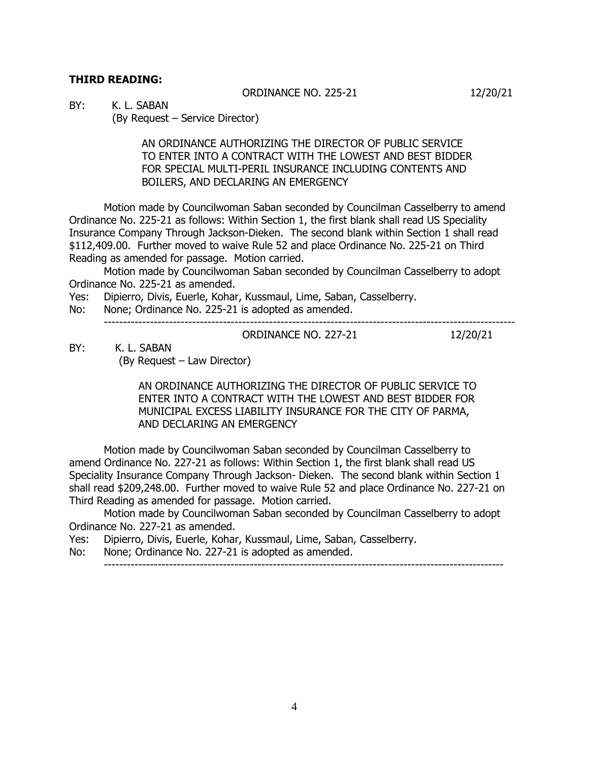**THIRD READING:**

ORDINANCE NO. 225-21 12/20/21

BY: K. L. SABAN
(By Request – Service Director)

AN ORDINANCE AUTHORIZING THE DIRECTOR OF PUBLIC SERVICE TO ENTER INTO A CONTRACT WITH THE LOWEST AND BEST BIDDER FOR SPECIAL MULTI-PERIL INSURANCE INCLUDING CONTENTS AND BOILERS, AND DECLARING AN EMERGENCY

Motion made by Councilwoman Saban seconded by Councilman Casselberry to amend Ordinance No. 225-21 as follows: Within Section 1, the first blank shall read US Speciality Insurance Company Through Jackson-Dieken. The second blank within Section 1 shall read $112,409.00. Further moved to waive Rule 52 and place Ordinance No. 225-21 on Third Reading as amended for passage. Motion carried.

Motion made by Councilwoman Saban seconded by Councilman Casselberry to adopt Ordinance No. 225-21 as amended.

Yes: Dipierro, Divis, Euerle, Kohar, Kussmaul, Lime, Saban, Casselberry.

No: None; Ordinance No. 225-21 is adopted as amended.

---

ORDINANCE NO. 227-21 12/20/21

BY: K. L. SABAN
(By Request – Law Director)

AN ORDINANCE AUTHORIZING THE DIRECTOR OF PUBLIC SERVICE TO ENTER INTO A CONTRACT WITH THE LOWEST AND BEST BIDDER FOR MUNICIPAL EXCESS LIABILITY INSURANCE FOR THE CITY OF PARMA, AND DECLARING AN EMERGENCY

Motion made by Councilwoman Saban seconded by Councilman Casselberry to amend Ordinance No. 227-21 as follows: Within Section 1, the first blank shall read US Speciality Insurance Company Through Jackson- Dieken. The second blank within Section 1 shall read $209,248.00. Further moved to waive Rule 52 and place Ordinance No. 227-21 on Third Reading as amended for passage. Motion carried.

Motion made by Councilwoman Saban seconded by Councilman Casselberry to adopt Ordinance No. 227-21 as amended.

Yes: Dipierro, Divis, Euerle, Kohar, Kussmaul, Lime, Saban, Casselberry.

No: None; Ordinance No. 227-21 is adopted as amended.

---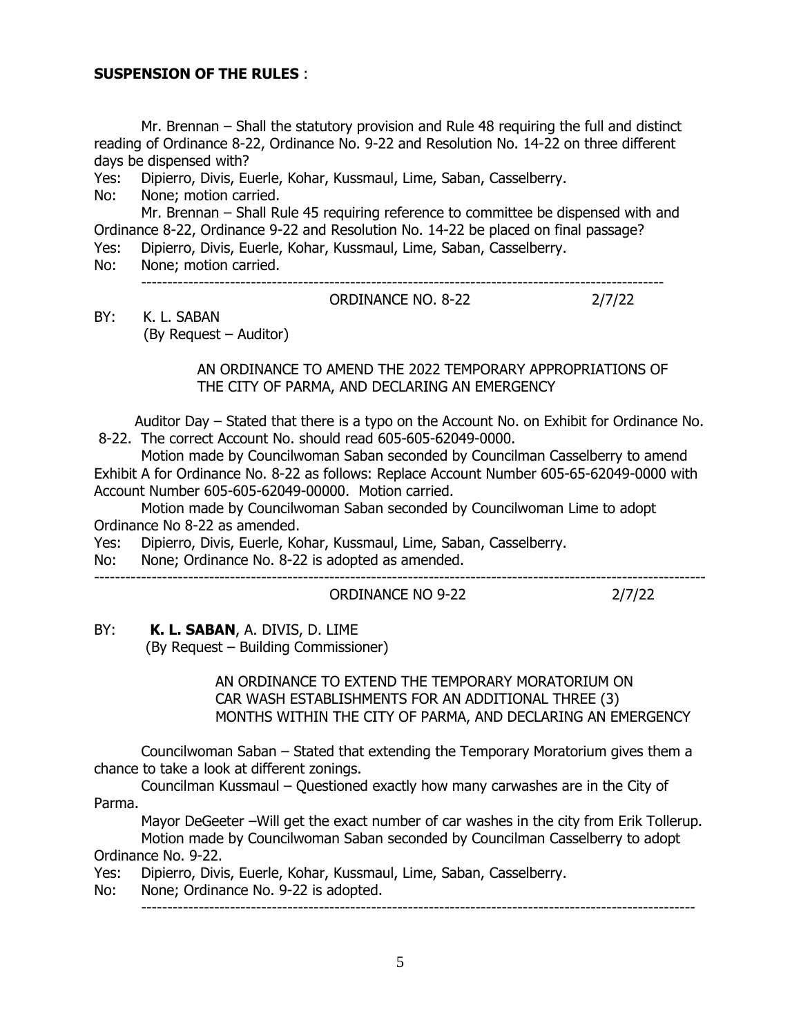**SUSPENSION OF THE RULES** :

Mr. Brennan – Shall the statutory provision and Rule 48 requiring the full and distinct reading of Ordinance 8-22, Ordinance No. 9-22 and Resolution No. 14-22 on three different days be dispensed with?

Yes: Dipierro, Divis, Euerle, Kohar, Kussmaul, Lime, Saban, Casselberry.
No: None; motion carried.

Mr. Brennan – Shall Rule 45 requiring reference to committee be dispensed with and Ordinance 8-22, Ordinance 9-22 and Resolution No. 14-22 be placed on final passage?

Yes: Dipierro, Divis, Euerle, Kohar, Kussmaul, Lime, Saban, Casselberry.
No: None; motion carried.

---

ORDINANCE NO. 8-22 2/7/22

BY: K. L. SABAN
(By Request – Auditor)

AN ORDINANCE TO AMEND THE 2022 TEMPORARY APPROPRIATIONS OF THE CITY OF PARMA, AND DECLARING AN EMERGENCY

Auditor Day – Stated that there is a typo on the Account No. on Exhibit for Ordinance No. 8-22. The correct Account No. should read 605-605-62049-0000.

Motion made by Councilwoman Saban seconded by Councilman Casselberry to amend Exhibit A for Ordinance No. 8-22 as follows: Replace Account Number 605-65-62049-0000 with Account Number 605-605-62049-00000. Motion carried.

Motion made by Councilwoman Saban seconded by Councilwoman Lime to adopt Ordinance No 8-22 as amended.

Yes: Dipierro, Divis, Euerle, Kohar, Kussmaul, Lime, Saban, Casselberry.
No: None; Ordinance No. 8-22 is adopted as amended.

---

ORDINANCE NO 9-22 2/7/22

BY: **K. L. SABAN**, A. DIVIS, D. LIME
(By Request – Building Commissioner)

AN ORDINANCE TO EXTEND THE TEMPORARY MORATORIUM ON CAR WASH ESTABLISHMENTS FOR AN ADDITIONAL THREE (3) MONTHS WITHIN THE CITY OF PARMA, AND DECLARING AN EMERGENCY

Councilwoman Saban – Stated that extending the Temporary Moratorium gives them a chance to take a look at different zonings.

Councilman Kussmaul – Questioned exactly how many carwashes are in the City of Parma.

Mayor DeGeeter –Will get the exact number of car washes in the city from Erik Tollerup.

Motion made by Councilwoman Saban seconded by Councilman Casselberry to adopt Ordinance No. 9-22.

Yes: Dipierro, Divis, Euerle, Kohar, Kussmaul, Lime, Saban, Casselberry.
No: None; Ordinance No. 9-22 is adopted.

---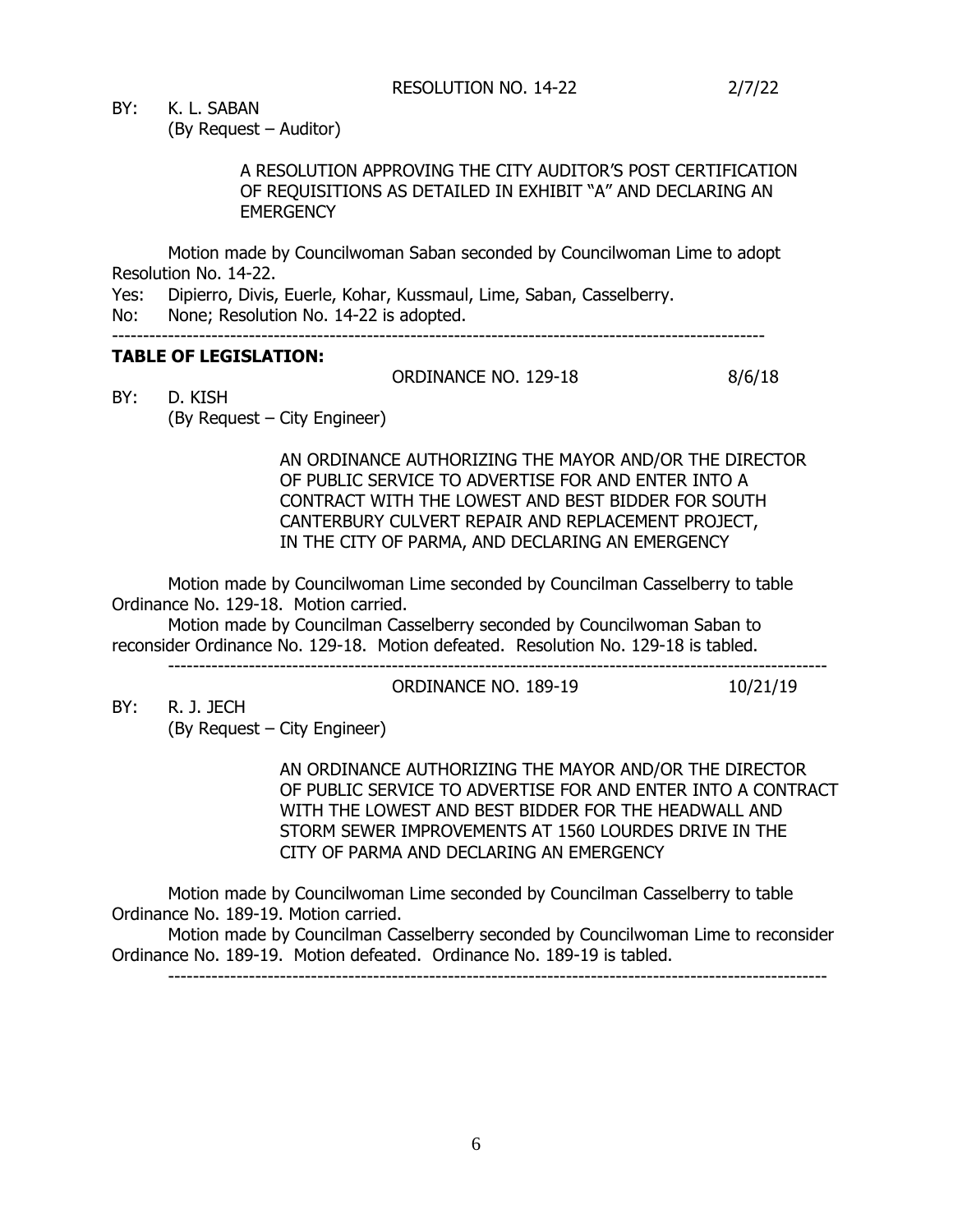RESOLUTION NO. 14-22 2/7/22

BY: K. L. SABAN
(By Request – Auditor)

A RESOLUTION APPROVING THE CITY AUDITOR'S POST CERTIFICATION OF REQUISITIONS AS DETAILED IN EXHIBIT "A" AND DECLARING AN EMERGENCY

Motion made by Councilwoman Saban seconded by Councilwoman Lime to adopt Resolution No. 14-22.

Yes: Dipierro, Divis, Euerle, Kohar, Kussmaul, Lime, Saban, Casselberry.
No: None; Resolution No. 14-22 is adopted.

---

**TABLE OF LEGISLATION:**

ORDINANCE NO. 129-18 8/6/18

BY: D. KISH
(By Request – City Engineer)

AN ORDINANCE AUTHORIZING THE MAYOR AND/OR THE DIRECTOR OF PUBLIC SERVICE TO ADVERTISE FOR AND ENTER INTO A CONTRACT WITH THE LOWEST AND BEST BIDDER FOR SOUTH CANTERBURY CULVERT REPAIR AND REPLACEMENT PROJECT, IN THE CITY OF PARMA, AND DECLARING AN EMERGENCY

Motion made by Councilwoman Lime seconded by Councilman Casselberry to table Ordinance No. 129-18. Motion carried.

Motion made by Councilman Casselberry seconded by Councilwoman Saban to reconsider Ordinance No. 129-18. Motion defeated. Resolution No. 129-18 is tabled.

---

ORDINANCE NO. 189-19 10/21/19

BY: R. J. JECH
(By Request – City Engineer)

AN ORDINANCE AUTHORIZING THE MAYOR AND/OR THE DIRECTOR OF PUBLIC SERVICE TO ADVERTISE FOR AND ENTER INTO A CONTRACT WITH THE LOWEST AND BEST BIDDER FOR THE HEADWALL AND STORM SEWER IMPROVEMENTS AT 1560 LOURDES DRIVE IN THE CITY OF PARMA AND DECLARING AN EMERGENCY

Motion made by Councilwoman Lime seconded by Councilman Casselberry to table Ordinance No. 189-19. Motion carried.

Motion made by Councilman Casselberry seconded by Councilwoman Lime to reconsider Ordinance No. 189-19. Motion defeated. Ordinance No. 189-19 is tabled.

---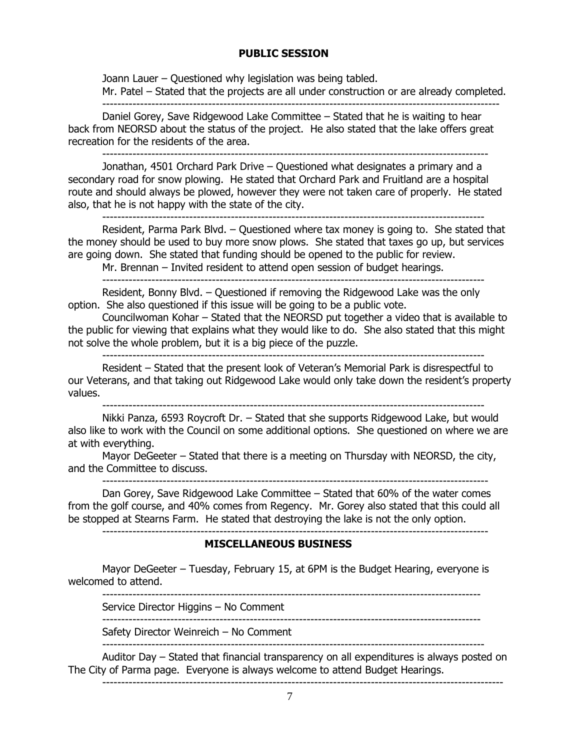## PUBLIC SESSION

Joann Lauer – Questioned why legislation was being tabled.

Mr. Patel – Stated that the projects are all under construction or are already completed.

---

Daniel Gorey, Save Ridgewood Lake Committee – Stated that he is waiting to hear back from NEORSD about the status of the project. He also stated that the lake offers great recreation for the residents of the area.

---

Jonathan, 4501 Orchard Park Drive – Questioned what designates a primary and a secondary road for snow plowing. He stated that Orchard Park and Fruitland are a hospital route and should always be plowed, however they were not taken care of properly. He stated also, that he is not happy with the state of the city.

---

Resident, Parma Park Blvd. – Questioned where tax money is going to. She stated that the money should be used to buy more snow plows. She stated that taxes go up, but services are going down. She stated that funding should be opened to the public for review.

Mr. Brennan – Invited resident to attend open session of budget hearings.

---

Resident, Bonny Blvd. – Questioned if removing the Ridgewood Lake was the only option. She also questioned if this issue will be going to be a public vote.

Councilwoman Kohar – Stated that the NEORSD put together a video that is available to the public for viewing that explains what they would like to do. She also stated that this might not solve the whole problem, but it is a big piece of the puzzle.

---

Resident – Stated that the present look of Veteran's Memorial Park is disrespectful to our Veterans, and that taking out Ridgewood Lake would only take down the resident's property values.

---

Nikki Panza, 6593 Roycroft Dr. – Stated that she supports Ridgewood Lake, but would also like to work with the Council on some additional options. She questioned on where we are at with everything.

Mayor DeGeeter – Stated that there is a meeting on Thursday with NEORSD, the city, and the Committee to discuss.

---

Dan Gorey, Save Ridgewood Lake Committee – Stated that 60% of the water comes from the golf course, and 40% comes from Regency. Mr. Gorey also stated that this could all be stopped at Stearns Farm. He stated that destroying the lake is not the only option.

---

## MISCELLANEOUS BUSINESS

Mayor DeGeeter – Tuesday, February 15, at 6PM is the Budget Hearing, everyone is welcomed to attend.

---

Service Director Higgins – No Comment

---

Safety Director Weinreich – No Comment

---

Auditor Day – Stated that financial transparency on all expenditures is always posted on The City of Parma page. Everyone is always welcome to attend Budget Hearings.

---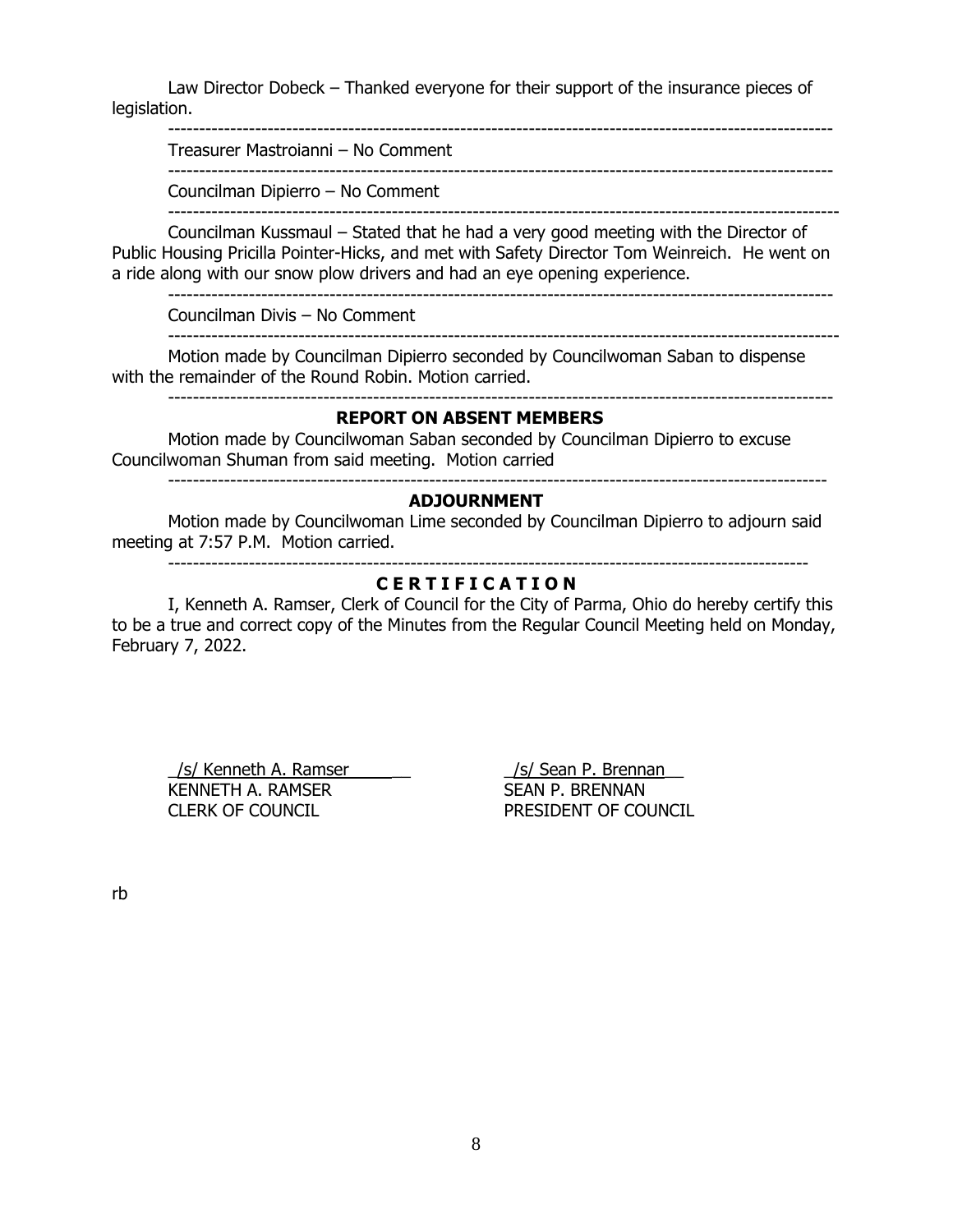Law Director Dobeck – Thanked everyone for their support of the insurance pieces of legislation.

---

Treasurer Mastroianni – No Comment

---

Councilman Dipierro – No Comment

---

Councilman Kussmaul – Stated that he had a very good meeting with the Director of Public Housing Pricilla Pointer-Hicks, and met with Safety Director Tom Weinreich. He went on a ride along with our snow plow drivers and had an eye opening experience.

---

Councilman Divis – No Comment

---

Motion made by Councilman Dipierro seconded by Councilwoman Saban to dispense with the remainder of the Round Robin. Motion carried.

---

## REPORT ON ABSENT MEMBERS

Motion made by Councilwoman Saban seconded by Councilman Dipierro to excuse Councilwoman Shuman from said meeting. Motion carried

---

## ADJOURNMENT

Motion made by Councilwoman Lime seconded by Councilman Dipierro to adjourn said meeting at 7:57 P.M. Motion carried.

---

## C E R T I F I C A T I O N

I, Kenneth A. Ramser, Clerk of Council for the City of Parma, Ohio do hereby certify this to be a true and correct copy of the Minutes from the Regular Council Meeting held on Monday, February 7, 2022.

| | |
|---|---|
| /s/ Kenneth A. Ramser | /s/ Sean P. Brennan |
| KENNETH A. RAMSER | SEAN P. BRENNAN |
| CLERK OF COUNCIL | PRESIDENT OF COUNCIL |

rb